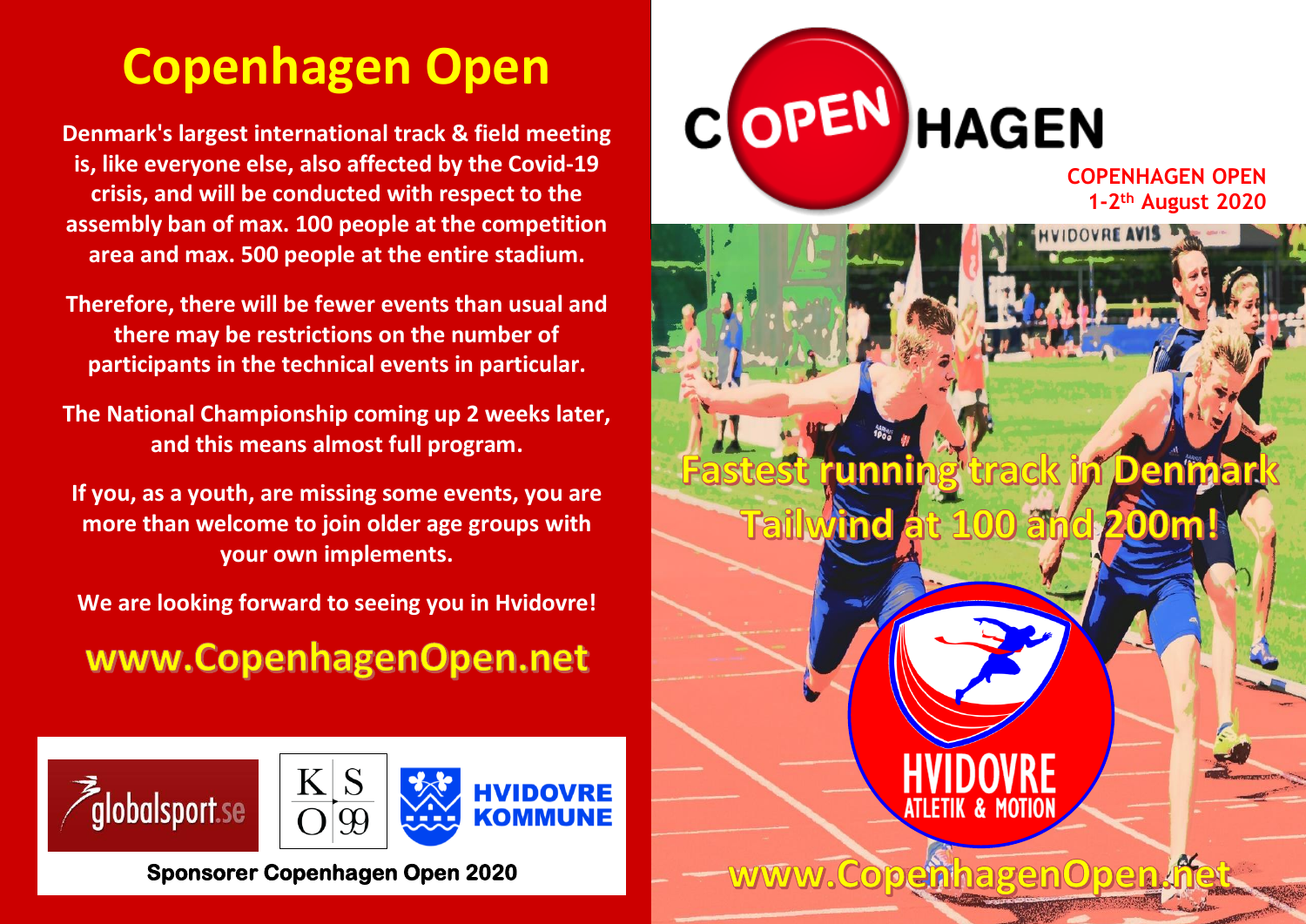# Copenhagen Open

**Denmark's largest international track & field meeting is, like everyone else, also affected by the Covid-19 crisis, and will be conducted with respect to the assembly ban of max. 100 people at the competition area and max. 500 people at the entire stadium.**

**Therefore, there will be fewer events than usual and there may be restrictions on the number of participants in the technical events in particular.**

**The National Championship coming up 2 weeks later, and this means almost full program.**

**If you, as a youth, are missing some events, you are more than welcome to join older age groups with your own implements.**

**We are looking forward to seeing you in Hvidovre!**

## www.CopenhagenOpen.net

globalsport.se | KS O99 | HVIDOVRE KOMMUNE

**Sponsorer Copenhagen Open 2020**

COPENHAGEN

COPENHAGEN OPEN
1-2th August 2020

**Fastest running track in Denmark**
**Tailwind at 100 and 200m!**

HVIDOVRE ATLETIK & MOTION

www.CopenhagenOpen.net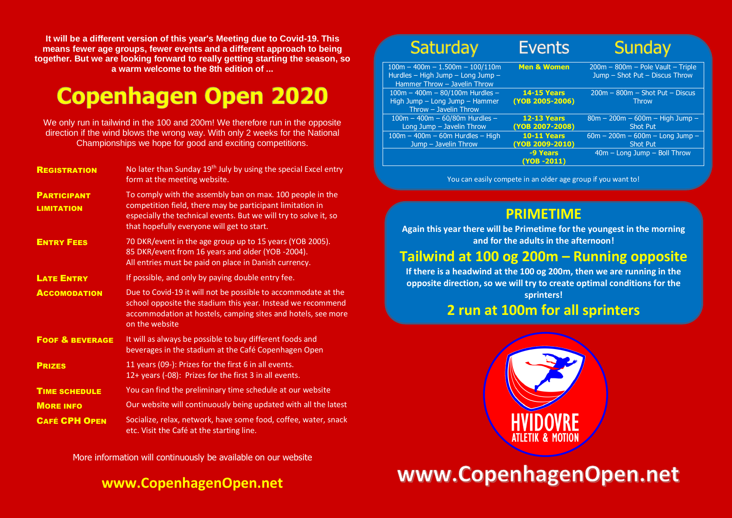**It will be a different version of this year's Meeting due to Covid-19. This means fewer age groups, fewer events and a different approach to being together. But we are looking forward to really getting starting the season, so a warm welcome to the 8th edition of ...**

# Copenhagen Open 2020

We only run in tailwind in the 100 and 200m! We therefore run in the opposite direction if the wind blows the wrong way. With only 2 weeks for the National Championships we hope for good and exciting competitions.

| | |
|---|---|
| **REGISTRATION** | No later than Sunday 19th July by using the special Excel entry form at the meeting website. |
| **PARTICIPANT LIMITATION** | To comply with the assembly ban on max. 100 people in the competition field, there may be participant limitation in especially the technical events. But we will try to solve it, so that hopefully everyone will get to start. |
| **ENTRY FEES** | 70 DKR/event in the age group up to 15 years (YOB 2005). 85 DKR/event from 16 years and older (YOB -2004). All entries must be paid on place in Danish currency. |
| **LATE ENTRY** | If possible, and only by paying double entry fee. |
| **ACCOMODATION** | Due to Covid-19 it will not be possible to accommodate at the school opposite the stadium this year. Instead we recommend accommodation at hostels, camping sites and hotels, see more on the website |
| **FOOF & BEVERAGE** | It will as always be possible to buy different foods and beverages in the stadium at the Café Copenhagen Open |
| **PRIZES** | 11 years (09-): Prizes for the first 6 in all events. 12+ years (-08): Prizes for the first 3 in all events. |
| **TIME SCHEDULE** | You can find the preliminary time schedule at our website |
| **MORE INFO** | Our website will continuously being updated with all the latest |
| **CAFÉ CPH OPEN** | Socialize, relax, network, have some food, coffee, water, snack etc. Visit the Café at the starting line. |

More information will continuously be available on our website

**www.CopenhagenOpen.net**

| Saturday | Events | Sunday |
|---|---|---|
| 100m – 400m – 1.500m – 100/110m Hurdles – High Jump – Long Jump – Hammer Throw – Javelin Throw | **Men & Women** | 200m – 800m – Pole Vault – Triple Jump – Shot Put – Discus Throw |
| 100m – 400m – 80/100m Hurdles – High Jump – Long Jump – Hammer Throw – Javelin Throw | **14-15 Years (YOB 2005-2006)** | 200m – 800m – Shot Put – Discus Throw |
| 100m – 400m – 60/80m Hurdles – Long Jump – Javelin Throw | **12-13 Years (YOB 2007-2008)** | 80m – 200m – 600m – High Jump – Shot Put |
| 100m – 400m – 60m Hurdles – High Jump – Javelin Throw | **10-11 Years (YOB 2009-2010)** | 60m – 200m – 600m – Long Jump – Shot Put |
| | **-9 Years (YOB -2011)** | 40m – Long Jump – Boll Throw |

You can easily compete in an older age group if you want to!

## PRIMETIME

**Again this year there will be Primetime for the youngest in the morning and for the adults in the afternoon!**

## Tailwind at 100 og 200m – Running opposite

**If there is a headwind at the 100 og 200m, then we are running in the opposite direction, so we will try to create optimal conditions for the sprinters!**

## 2 run at 100m for all sprinters

HVIDOVRE ATLETIK & MOTION

**www.CopenhagenOpen.net**